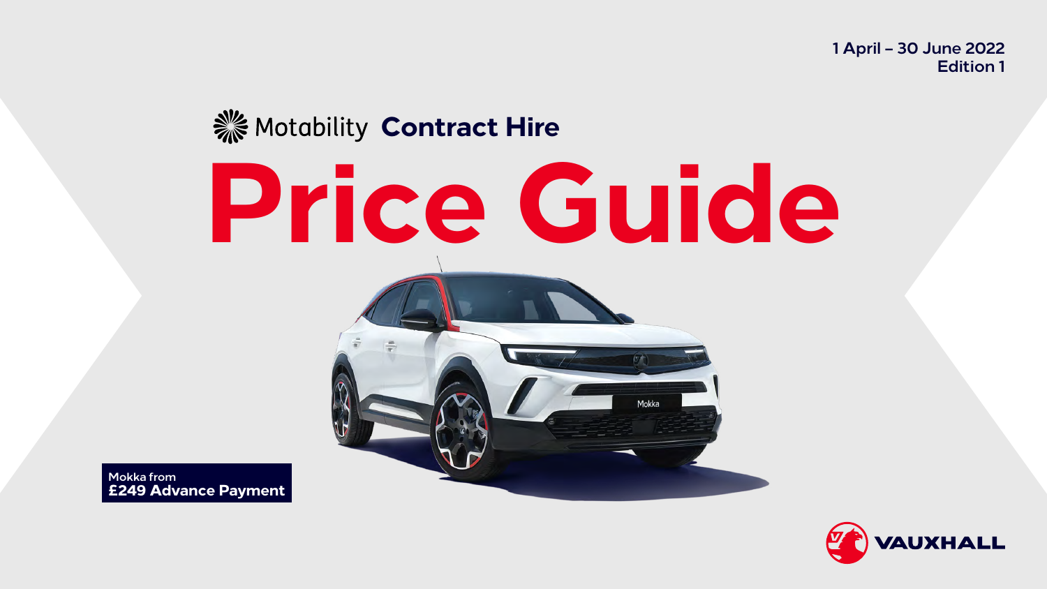1 April – 30 June 2022
Edition 1

Motability **Contract Hire**

# Price Guide

Mokka from
**£249 Advance Payment**

VAUXHALL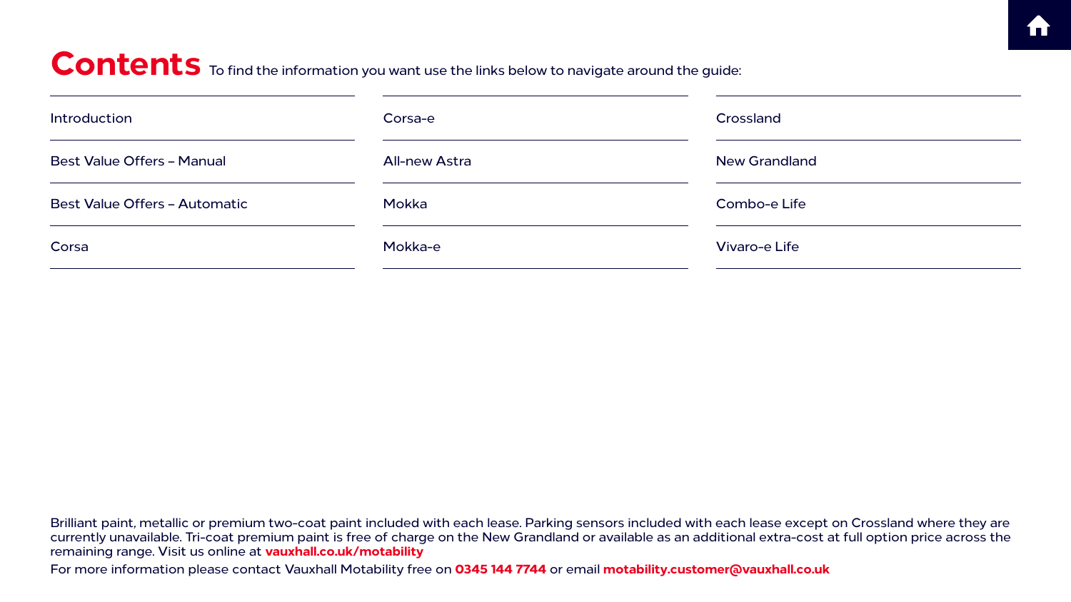# Contents

To find the information you want use the links below to navigate around the guide:

- Introduction
- Best Value Offers – Manual
- Best Value Offers – Automatic
- Corsa
- Corsa-e
- All-new Astra
- Mokka
- Mokka-e
- Crossland
- New Grandland
- Combo-e Life
- Vivaro-e Life

Brilliant paint, metallic or premium two-coat paint included with each lease. Parking sensors included with each lease except on Crossland where they are currently unavailable. Tri-coat premium paint is free of charge on the New Grandland or available as an additional extra-cost at full option price across the remaining range. Visit us online at **vauxhall.co.uk/motability**

For more information please contact Vauxhall Motability free on **0345 144 7744** or email **motability.customer@vauxhall.co.uk**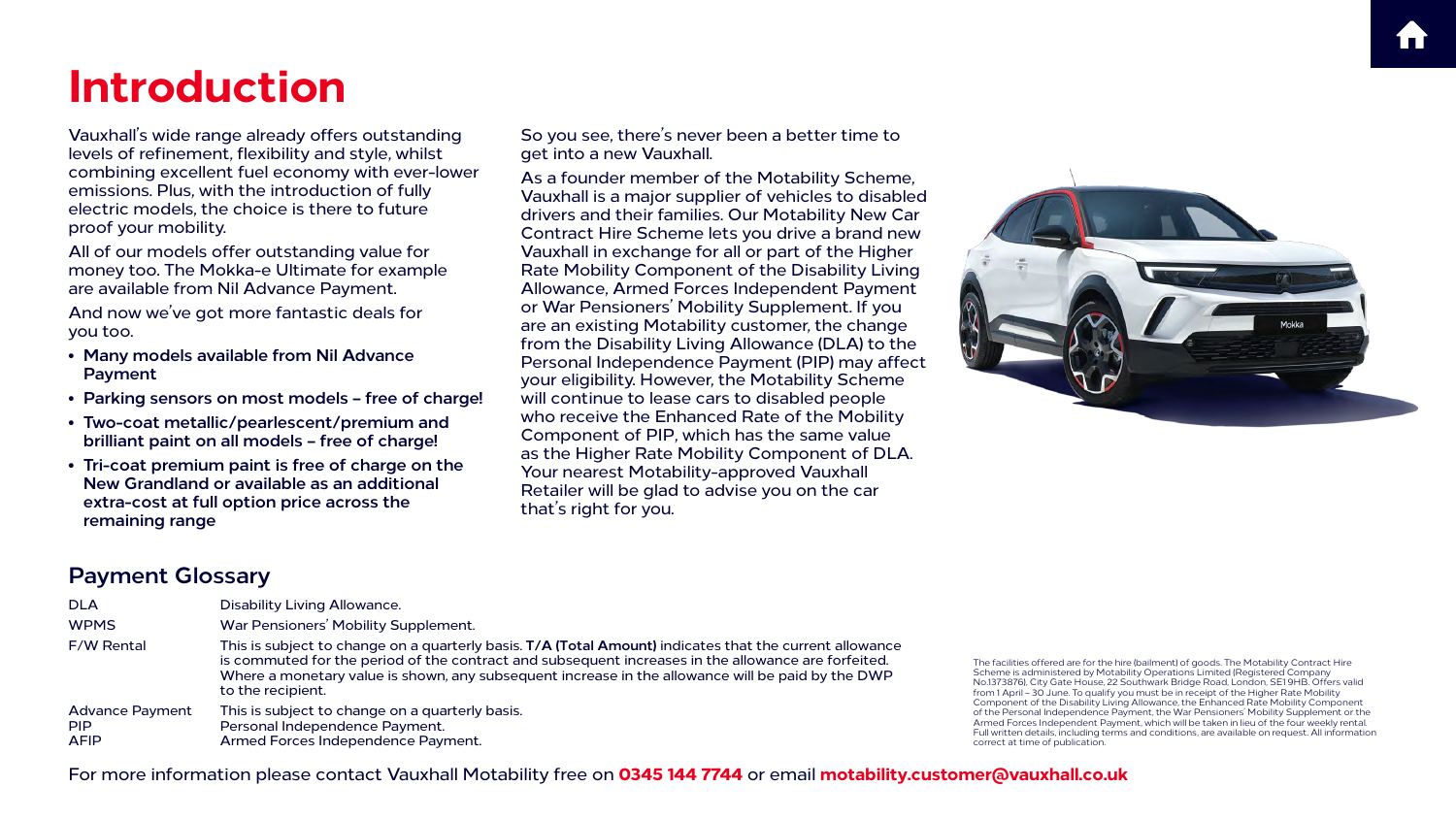# Introduction

Vauxhall's wide range already offers outstanding levels of refinement, flexibility and style, whilst combining excellent fuel economy with ever-lower emissions. Plus, with the introduction of fully electric models, the choice is there to future proof your mobility.

All of our models offer outstanding value for money too. The Mokka-e Ultimate for example are available from Nil Advance Payment.

And now we've got more fantastic deals for you too.

- **Many models available from Nil Advance Payment**
- **Parking sensors on most models – free of charge!**
- **Two-coat metallic/pearlescent/premium and brilliant paint on all models – free of charge!**
- **Tri-coat premium paint is free of charge on the New Grandland or available as an additional extra-cost at full option price across the remaining range**

So you see, there's never been a better time to get into a new Vauxhall.

As a founder member of the Motability Scheme, Vauxhall is a major supplier of vehicles to disabled drivers and their families. Our Motability New Car Contract Hire Scheme lets you drive a brand new Vauxhall in exchange for all or part of the Higher Rate Mobility Component of the Disability Living Allowance, Armed Forces Independent Payment or War Pensioners' Mobility Supplement. If you are an existing Motability customer, the change from the Disability Living Allowance (DLA) to the Personal Independence Payment (PIP) may affect your eligibility. However, the Motability Scheme will continue to lease cars to disabled people who receive the Enhanced Rate of the Mobility Component of PIP, which has the same value as the Higher Rate Mobility Component of DLA. Your nearest Motability-approved Vauxhall Retailer will be glad to advise you on the car that's right for you.

## Payment Glossary

| | |
|---|---|
| DLA | Disability Living Allowance. |
| WPMS | War Pensioners' Mobility Supplement. |
| F/W Rental | This is subject to change on a quarterly basis. **T/A (Total Amount)** indicates that the current allowance is commuted for the period of the contract and subsequent increases in the allowance are forfeited. Where a monetary value is shown, any subsequent increase in the allowance will be paid by the DWP to the recipient. |
| Advance Payment | This is subject to change on a quarterly basis. |
| PIP | Personal Independence Payment. |
| AFIP | Armed Forces Independence Payment. |

The facilities offered are for the hire (bailment) of goods. The Motability Contract Hire Scheme is administered by Motability Operations Limited (Registered Company No.1373876), City Gate House, 22 Southwark Bridge Road, London, SE1 9HB. Offers valid from 1 April – 30 June. To qualify you must be in receipt of the Higher Rate Mobility Component of the Disability Living Allowance, the Enhanced Rate Mobility Component of the Personal Independence Payment, the War Pensioners' Mobility Supplement or the Armed Forces Independent Payment, which will be taken in lieu of the four weekly rental. Full written details, including terms and conditions, are available on request. All information correct at time of publication.

For more information please contact Vauxhall Motability free on **0345 144 7744** or email **motability.customer@vauxhall.co.uk**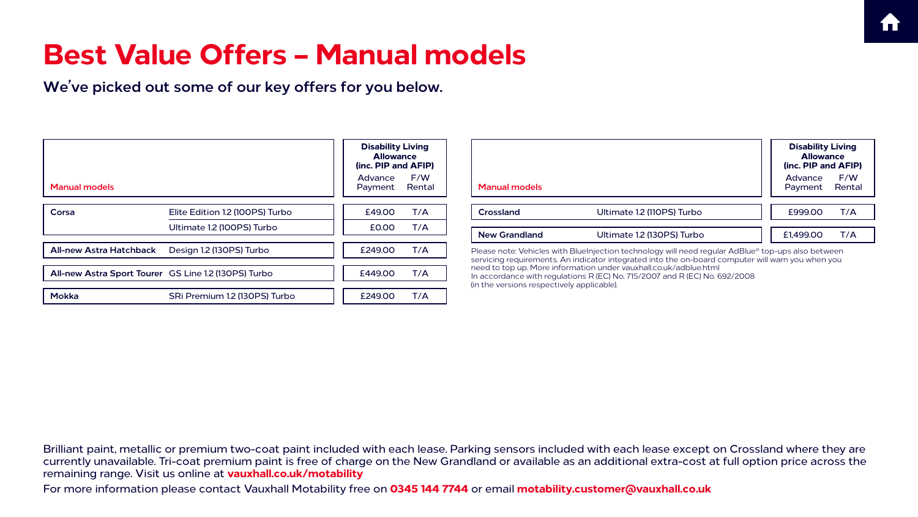# Best Value Offers – Manual models

**We've picked out some of our key offers for you below.**

| Manual models | | Disability Living Allowance (inc. PIP and AFIP) Advance Payment | F/W Rental |
|---|---|---|---|
| **Corsa** | Elite Edition 1.2 (100PS) Turbo | £49.00 | T/A |
| | Ultimate 1.2 (100PS) Turbo | £0.00 | T/A |
| **All-new Astra Hatchback** | Design 1.2 (130PS) Turbo | £249.00 | T/A |
| **All-new Astra Sport Tourer** | GS Line 1.2 (130PS) Turbo | £449.00 | T/A |
| **Mokka** | SRi Premium 1.2 (130PS) Turbo | £249.00 | T/A |

| Manual models | | Disability Living Allowance (inc. PIP and AFIP) Advance Payment | F/W Rental |
|---|---|---|---|
| **Crossland** | Ultimate 1.2 (110PS) Turbo | £999.00 | T/A |
| **New Grandland** | Ultimate 1.2 (130PS) Turbo | £1,499.00 | T/A |

Please note: Vehicles with BlueInjection technology will need regular AdBlue® top-ups also between servicing requirements. An indicator integrated into the on-board computer will warn you when you need to top up. More information under vauxhall.co.uk/adblue.html
In accordance with regulations R (EC) No. 715/2007 and R (EC) No. 692/2008 (in the versions respectively applicable).

Brilliant paint, metallic or premium two-coat paint included with each lease. Parking sensors included with each lease except on Crossland where they are currently unavailable. Tri-coat premium paint is free of charge on the New Grandland or available as an additional extra-cost at full option price across the remaining range. Visit us online at **vauxhall.co.uk/motability**

For more information please contact Vauxhall Motability free on **0345 144 7744** or email **motability.customer@vauxhall.co.uk**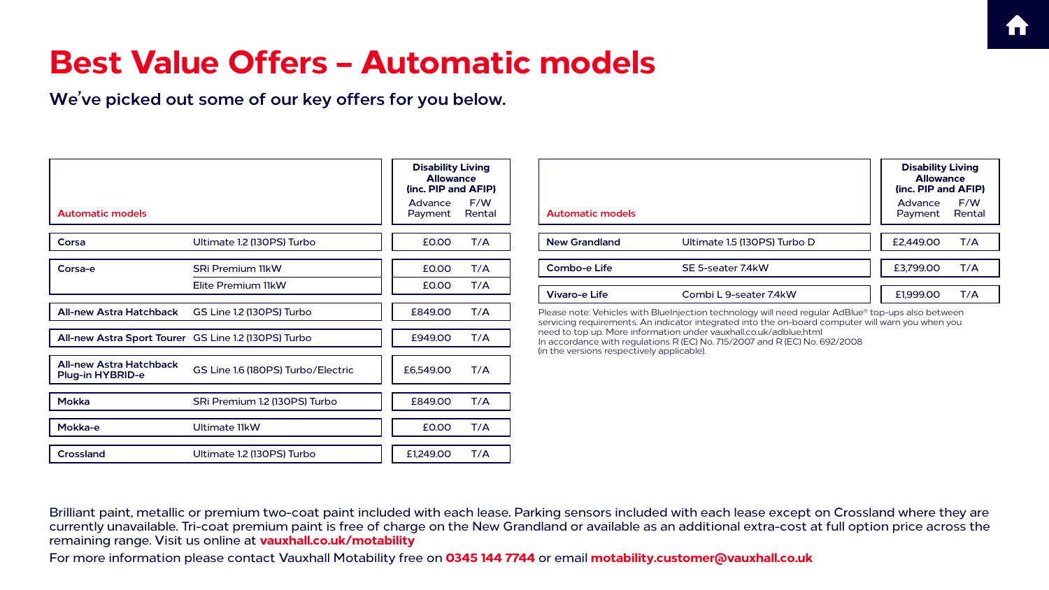# Best Value Offers – Automatic models

**We've picked out some of our key offers for you below.**

| Automatic models | | Disability Living Allowance (inc. PIP and AFIP) Advance Payment | F/W Rental |
|---|---|---|---|
| **Corsa** | Ultimate 1.2 (130PS) Turbo | £0.00 | T/A |
| **Corsa-e** | SRi Premium 11kW | £0.00 | T/A |
| | Elite Premium 11kW | £0.00 | T/A |
| **All-new Astra Hatchback** | GS Line 1.2 (130PS) Turbo | £849.00 | T/A |
| **All-new Astra Sport Tourer** | GS Line 1.2 (130PS) Turbo | £949.00 | T/A |
| **All-new Astra Hatchback Plug-in HYBRID-e** | GS Line 1.6 (180PS) Turbo/Electric | £6,549.00 | T/A |
| **Mokka** | SRi Premium 1.2 (130PS) Turbo | £849.00 | T/A |
| **Mokka-e** | Ultimate 11kW | £0.00 | T/A |
| **Crossland** | Ultimate 1.2 (130PS) Turbo | £1,249.00 | T/A |

| Automatic models | | Disability Living Allowance (inc. PIP and AFIP) Advance Payment | F/W Rental |
|---|---|---|---|
| **New Grandland** | Ultimate 1.5 (130PS) Turbo D | £2,449.00 | T/A |
| **Combo-e Life** | SE 5-seater 7.4kW | £3,799.00 | T/A |
| **Vivaro-e Life** | Combi L 9-seater 7.4kW | £1,999.00 | T/A |

Please note: Vehicles with BlueInjection technology will need regular AdBlue® top-ups also between servicing requirements. An indicator integrated into the on-board computer will warn you when you need to top up. More information under vauxhall.co.uk/adblue.html
In accordance with regulations R (EC) No. 715/2007 and R (EC) No. 692/2008 (in the versions respectively applicable).

Brilliant paint, metallic or premium two-coat paint included with each lease. Parking sensors included with each lease except on Crossland where they are currently unavailable. Tri-coat premium paint is free of charge on the New Grandland or available as an additional extra-cost at full option price across the remaining range. Visit us online at **vauxhall.co.uk/motability**

For more information please contact Vauxhall Motability free on **0345 144 7744** or email **motability.customer@vauxhall.co.uk**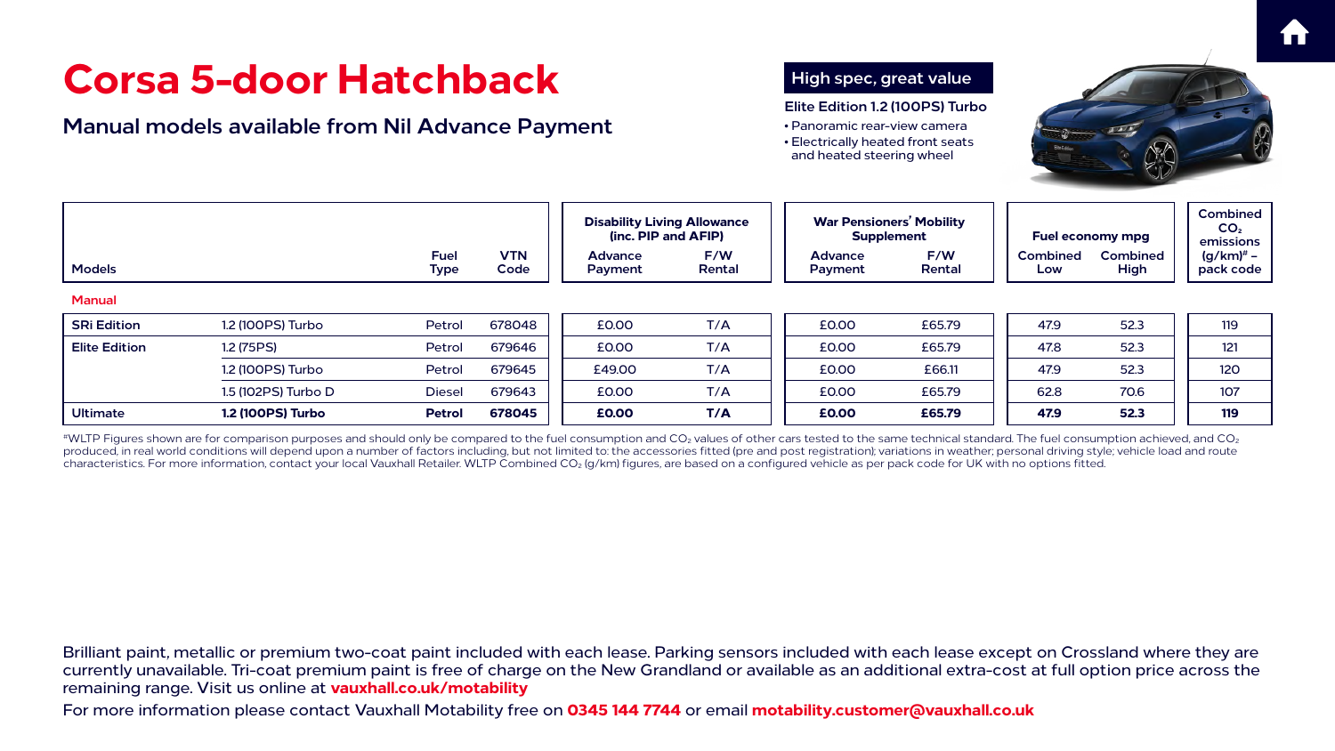# Corsa 5-door Hatchback

## Manual models available from Nil Advance Payment

**High spec, great value**

**Elite Edition 1.2 (100PS) Turbo**

- Panoramic rear-view camera
- Electrically heated front seats and heated steering wheel

| Models | | Fuel Type | VTN Code | Disability Living Allowance (inc. PIP and AFIP) | | War Pensioners' Mobility Supplement | | Fuel economy mpg | | Combined $CO_2$ emissions (g/km)# – pack code |
|---|---|---|---|---|---|---|---|---|---|---|
| | | | | Advance Payment | F/W Rental | Advance Payment | F/W Rental | Combined Low | Combined High | |
| **Manual** | | | | | | | | | | |
| **SRi Edition** | 1.2 (100PS) Turbo | Petrol | 678048 | £0.00 | T/A | £0.00 | £65.79 | 47.9 | 52.3 | 119 |
| **Elite Edition** | 1.2 (75PS) | Petrol | 679646 | £0.00 | T/A | £0.00 | £65.79 | 47.8 | 52.3 | 121 |
| | 1.2 (100PS) Turbo | Petrol | 679645 | £49.00 | T/A | £0.00 | £66.11 | 47.9 | 52.3 | 120 |
| | 1.5 (102PS) Turbo D | Diesel | 679643 | £0.00 | T/A | £0.00 | £65.79 | 62.8 | 70.6 | 107 |
| **Ultimate** | **1.2 (100PS) Turbo** | **Petrol** | **678045** | **£0.00** | **T/A** | **£0.00** | **£65.79** | **47.9** | **52.3** | **119** |

#WLTP Figures shown are for comparison purposes and should only be compared to the fuel consumption and $CO_2$ values of other cars tested to the same technical standard. The fuel consumption achieved, and $CO_2$ produced, in real world conditions will depend upon a number of factors including, but not limited to: the accessories fitted (pre and post registration); variations in weather; personal driving style; vehicle load and route characteristics. For more information, contact your local Vauxhall Retailer. WLTP Combined $CO_2$ (g/km) figures, are based on a configured vehicle as per pack code for UK with no options fitted.

Brilliant paint, metallic or premium two-coat paint included with each lease. Parking sensors included with each lease except on Crossland where they are currently unavailable. Tri-coat premium paint is free of charge on the New Grandland or available as an additional extra-cost at full option price across the remaining range. Visit us online at **vauxhall.co.uk/motability**

For more information please contact Vauxhall Motability free on **0345 144 7744** or email **motability.customer@vauxhall.co.uk**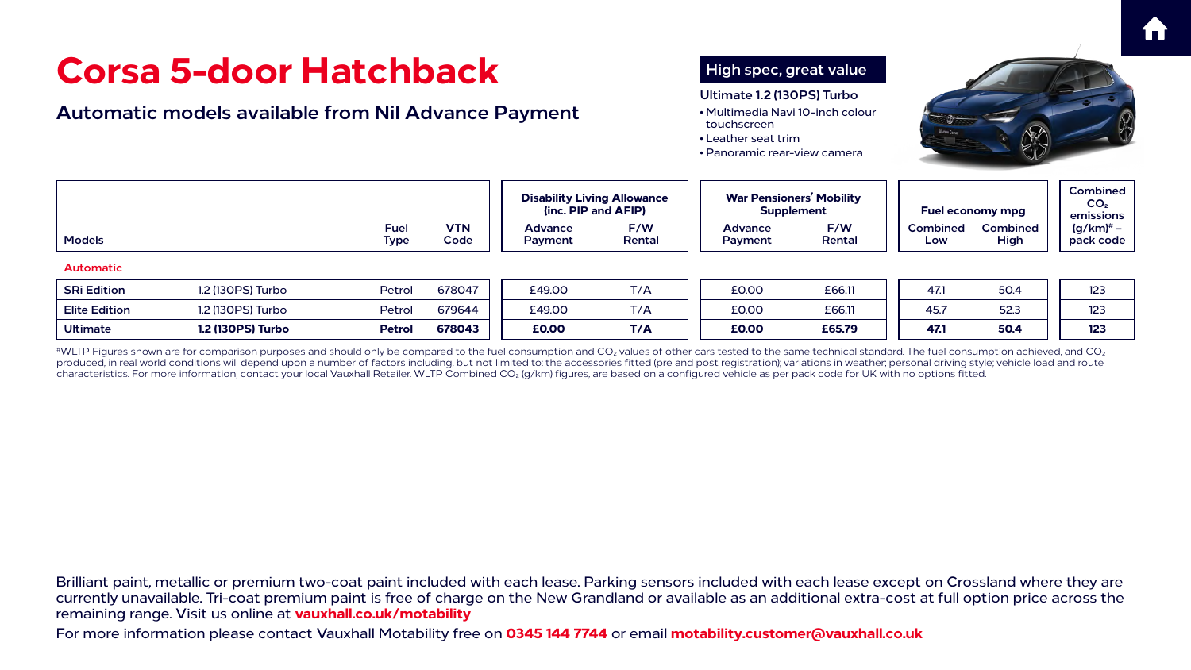# Corsa 5-door Hatchback

## Automatic models available from Nil Advance Payment

**High spec, great value**

**Ultimate 1.2 (130PS) Turbo**

- Multimedia Navi 10-inch colour touchscreen
- Leather seat trim
- Panoramic rear-view camera

| Models | | Fuel Type | VTN Code | Disability Living Allowance (inc. PIP and AFIP) | | War Pensioners' Mobility Supplement | | Fuel economy mpg | | Combined $CO_2$ emissions (g/km)# – pack code |
|---|---|---|---|---|---|---|---|---|---|---|
| | | | | Advance Payment | F/W Rental | Advance Payment | F/W Rental | Combined Low | Combined High | |
| **Automatic** | | | | | | | | | | |
| **SRi Edition** | 1.2 (130PS) Turbo | Petrol | 678047 | £49.00 | T/A | £0.00 | £66.11 | 47.1 | 50.4 | 123 |
| **Elite Edition** | 1.2 (130PS) Turbo | Petrol | 679644 | £49.00 | T/A | £0.00 | £66.11 | 45.7 | 52.3 | 123 |
| **Ultimate** | **1.2 (130PS) Turbo** | **Petrol** | **678043** | **£0.00** | **T/A** | **£0.00** | **£65.79** | **47.1** | **50.4** | **123** |

#WLTP Figures shown are for comparison purposes and should only be compared to the fuel consumption and $CO_2$ values of other cars tested to the same technical standard. The fuel consumption achieved, and $CO_2$ produced, in real world conditions will depend upon a number of factors including, but not limited to: the accessories fitted (pre and post registration); variations in weather; personal driving style; vehicle load and route characteristics. For more information, contact your local Vauxhall Retailer. WLTP Combined $CO_2$ (g/km) figures, are based on a configured vehicle as per pack code for UK with no options fitted.

Brilliant paint, metallic or premium two-coat paint included with each lease. Parking sensors included with each lease except on Crossland where they are currently unavailable. Tri-coat premium paint is free of charge on the New Grandland or available as an additional extra-cost at full option price across the remaining range. Visit us online at **vauxhall.co.uk/motability**

For more information please contact Vauxhall Motability free on **0345 144 7744** or email **motability.customer@vauxhall.co.uk**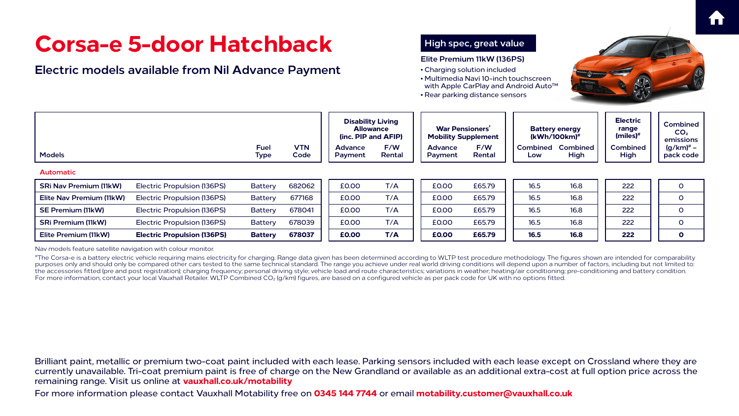# Corsa-e 5-door Hatchback

## Electric models available from Nil Advance Payment

**High spec, great value**

**Elite Premium 11kW (136PS)**

- Charging solution included
- Multimedia Navi 10-inch touchscreen with Apple CarPlay and Android Auto™
- Rear parking distance sensors

| Models | | Fuel Type | VTN Code | Disability Living Allowance (inc. PIP and AFIP) | | War Pensioners' Mobility Supplement | | Battery energy (kWh/100km)# | | Electric range (miles)# | Combined $CO_2$ emissions (g/km)# – pack code |
|---|---|---|---|---|---|---|---|---|---|---|---|
| | | | | Advance Payment | F/W Rental | Advance Payment | F/W Rental | Combined Low | Combined High | Combined High | |
| **Automatic** | | | | | | | | | | | |
| **SRi Nav Premium (11kW)** | Electric Propulsion (136PS) | Battery | 682062 | £0.00 | T/A | £0.00 | £65.79 | 16.5 | 16.8 | 222 | 0 |
| **Elite Nav Premium (11kW)** | Electric Propulsion (136PS) | Battery | 677168 | £0.00 | T/A | £0.00 | £65.79 | 16.5 | 16.8 | 222 | 0 |
| **SE Premium (11kW)** | Electric Propulsion (136PS) | Battery | 678041 | £0.00 | T/A | £0.00 | £65.79 | 16.5 | 16.8 | 222 | 0 |
| **SRi Premium (11kW)** | Electric Propulsion (136PS) | Battery | 678039 | £0.00 | T/A | £0.00 | £65.79 | 16.5 | 16.8 | 222 | 0 |
| **Elite Premium (11kW)** | **Electric Propulsion (136PS)** | **Battery** | **678037** | **£0.00** | **T/A** | **£0.00** | **£65.79** | **16.5** | **16.8** | **222** | **0** |

Nav models feature satellite navigation with colour monitor.

#The Corsa-e is a battery electric vehicle requiring mains electricity for charging. Range data given has been determined according to WLTP test procedure methodology. The figures shown are intended for comparability purposes only and should only be compared other cars tested to the same technical standard. The range you achieve under real world driving conditions will depend upon a number of factors, including but not limited to: the accessories fitted (pre and post registration); charging frequency; personal driving style; vehicle load and route characteristics; variations in weather; heating/air conditioning; pre-conditioning and battery condition. For more information, contact your local Vauxhall Retailer. WLTP Combined $CO_2$ (g/km) figures, are based on a configured vehicle as per pack code for UK with no options fitted.

Brilliant paint, metallic or premium two-coat paint included with each lease. Parking sensors included with each lease except on Crossland where they are currently unavailable. Tri-coat premium paint is free of charge on the New Grandland or available as an additional extra-cost at full option price across the remaining range. Visit us online at **vauxhall.co.uk/motability**

For more information please contact Vauxhall Motability free on **0345 144 7744** or email **motability.customer@vauxhall.co.uk**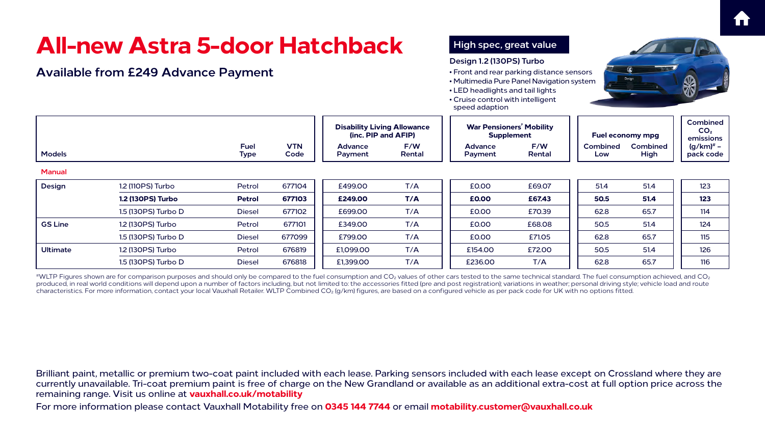# All-new Astra 5-door Hatchback

## Available from £249 Advance Payment

**High spec, great value**

**Design 1.2 (130PS) Turbo**

- Front and rear parking distance sensors
- Multimedia Pure Panel Navigation system
- LED headlights and tail lights
- Cruise control with intelligent speed adaption

| Models | | Fuel Type | VTN Code | Disability Living Allowance (inc. PIP and AFIP) | | War Pensioners' Mobility Supplement | | Fuel economy mpg | | Combined $CO_2$ emissions |
|---|---|---|---|---|---|---|---|---|---|---|
| | | | | Advance Payment | F/W Rental | Advance Payment | F/W Rental | Combined Low | Combined High | (g/km)# – pack code |
| **Manual** | | | | | | | | | | |
| **Design** | 1.2 (110PS) Turbo | Petrol | 677104 | £499.00 | T/A | £0.00 | £69.07 | 51.4 | 51.4 | 123 |
| | **1.2 (130PS) Turbo** | **Petrol** | **677103** | **£249.00** | **T/A** | **£0.00** | **£67.43** | **50.5** | **51.4** | **123** |
| | 1.5 (130PS) Turbo D | Diesel | 677102 | £699.00 | T/A | £0.00 | £70.39 | 62.8 | 65.7 | 114 |
| **GS Line** | 1.2 (130PS) Turbo | Petrol | 677101 | £349.00 | T/A | £0.00 | £68.08 | 50.5 | 51.4 | 124 |
| | 1.5 (130PS) Turbo D | Diesel | 677099 | £799.00 | T/A | £0.00 | £71.05 | 62.8 | 65.7 | 115 |
| **Ultimate** | 1.2 (130PS) Turbo | Petrol | 676819 | £1,099.00 | T/A | £154.00 | £72.00 | 50.5 | 51.4 | 126 |
| | 1.5 (130PS) Turbo D | Diesel | 676818 | £1,399.00 | T/A | £236.00 | T/A | 62.8 | 65.7 | 116 |

#WLTP Figures shown are for comparison purposes and should only be compared to the fuel consumption and $CO_2$ values of other cars tested to the same technical standard. The fuel consumption achieved, and $CO_2$ produced, in real world conditions will depend upon a number of factors including, but not limited to: the accessories fitted (pre and post registration); variations in weather; personal driving style; vehicle load and route characteristics. For more information, contact your local Vauxhall Retailer. WLTP Combined $CO_2$ (g/km) figures, are based on a configured vehicle as per pack code for UK with no options fitted.

Brilliant paint, metallic or premium two-coat paint included with each lease. Parking sensors included with each lease except on Crossland where they are currently unavailable. Tri-coat premium paint is free of charge on the New Grandland or available as an additional extra-cost at full option price across the remaining range. Visit us online at **vauxhall.co.uk/motability**

For more information please contact Vauxhall Motability free on **0345 144 7744** or email **motability.customer@vauxhall.co.uk**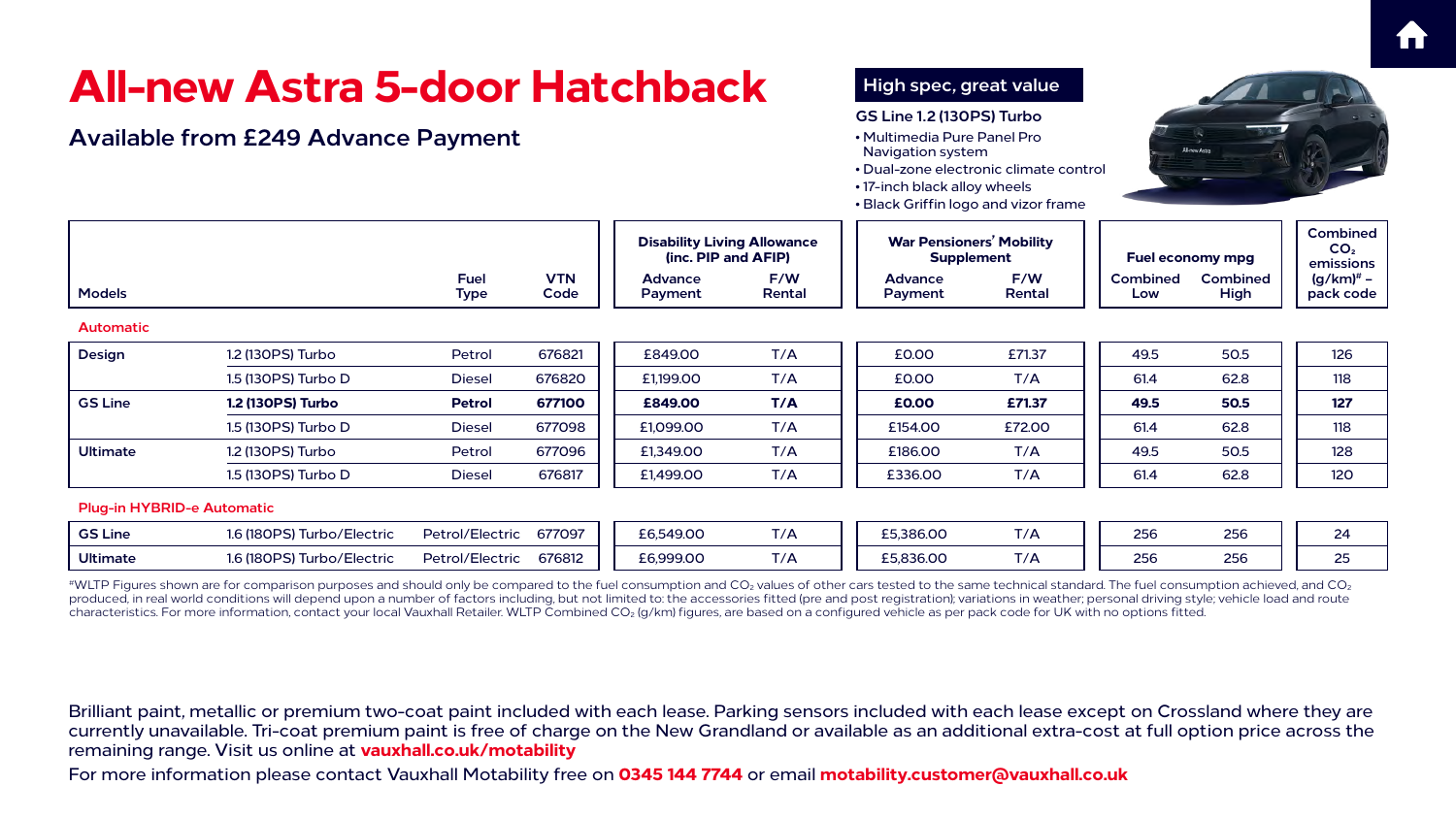# All-new Astra 5-door Hatchback

## Available from £249 Advance Payment

**High spec, great value**

**GS Line 1.2 (130PS) Turbo**

- Multimedia Pure Panel Pro Navigation system
- Dual-zone electronic climate control
- 17-inch black alloy wheels
- Black Griffin logo and vizor frame

| Models | | Fuel Type | VTN Code | Disability Living Allowance (inc. PIP and AFIP) | | War Pensioners' Mobility Supplement | | Fuel economy mpg | | Combined $CO_2$ emissions (g/km)# – pack code |
|---|---|---|---|---|---|---|---|---|---|---|
| | | | | Advance Payment | F/W Rental | Advance Payment | F/W Rental | Combined Low | Combined High | |
| **Automatic** | | | | | | | | | | |
| Design | 1.2 (130PS) Turbo | Petrol | 676821 | £849.00 | T/A | £0.00 | £71.37 | 49.5 | 50.5 | 126 |
| | 1.5 (130PS) Turbo D | Diesel | 676820 | £1,199.00 | T/A | £0.00 | T/A | 61.4 | 62.8 | 118 |
| GS Line | **1.2 (130PS) Turbo** | **Petrol** | **677100** | **£849.00** | **T/A** | **£0.00** | **£71.37** | **49.5** | **50.5** | **127** |
| | 1.5 (130PS) Turbo D | Diesel | 677098 | £1,099.00 | T/A | £154.00 | £72.00 | 61.4 | 62.8 | 118 |
| Ultimate | 1.2 (130PS) Turbo | Petrol | 677096 | £1,349.00 | T/A | £186.00 | T/A | 49.5 | 50.5 | 128 |
| | 1.5 (130PS) Turbo D | Diesel | 676817 | £1,499.00 | T/A | £336.00 | T/A | 61.4 | 62.8 | 120 |
| **Plug-in HYBRID-e Automatic** | | | | | | | | | | |
| GS Line | 1.6 (180PS) Turbo/Electric | Petrol/Electric | 677097 | £6,549.00 | T/A | £5,386.00 | T/A | 256 | 256 | 24 |
| Ultimate | 1.6 (180PS) Turbo/Electric | Petrol/Electric | 676812 | £6,999.00 | T/A | £5,836.00 | T/A | 256 | 256 | 25 |

#WLTP Figures shown are for comparison purposes and should only be compared to the fuel consumption and $CO_2$ values of other cars tested to the same technical standard. The fuel consumption achieved, and $CO_2$ produced, in real world conditions will depend upon a number of factors including, but not limited to: the accessories fitted (pre and post registration); variations in weather; personal driving style; vehicle load and route characteristics. For more information, contact your local Vauxhall Retailer. WLTP Combined $CO_2$ (g/km) figures, are based on a configured vehicle as per pack code for UK with no options fitted.

Brilliant paint, metallic or premium two-coat paint included with each lease. Parking sensors included with each lease except on Crossland where they are currently unavailable. Tri-coat premium paint is free of charge on the New Grandland or available as an additional extra-cost at full option price across the remaining range. Visit us online at **vauxhall.co.uk/motability**

For more information please contact Vauxhall Motability free on **0345 144 7744** or email **motability.customer@vauxhall.co.uk**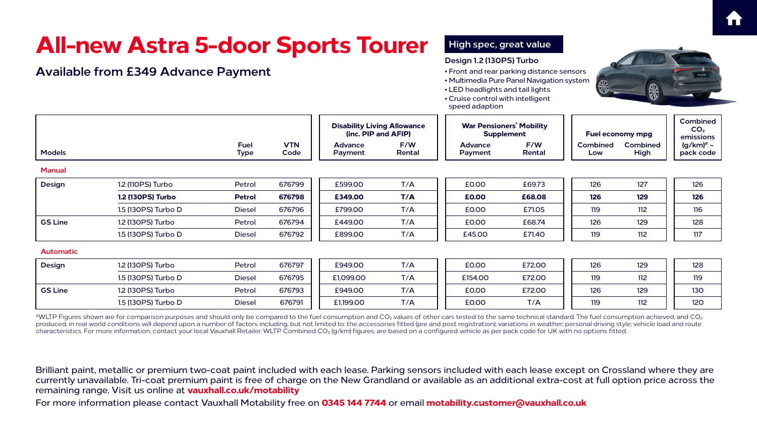# All-new Astra 5-door Sports Tourer

## Available from £349 Advance Payment

### High spec, great value

**Design 1.2 (130PS) Turbo**

- Front and rear parking distance sensors
- Multimedia Pure Panel Navigation system
- LED headlights and tail lights
- Cruise control with intelligent speed adaption

| Models | | Fuel Type | VTN Code | Disability Living Allowance (inc. PIP and AFIP) | | War Pensioners' Mobility Supplement | | Fuel economy mpg | | Combined $CO_2$ emissions (g/km)# – pack code |
|---|---|---|---|---|---|---|---|---|---|---|
| | | | | Advance Payment | F/W Rental | Advance Payment | F/W Rental | Combined Low | Combined High | |
| **Manual** | | | | | | | | | | |
| **Design** | 1.2 (110PS) Turbo | Petrol | 676799 | £599.00 | T/A | £0.00 | £69.73 | 126 | 127 | 126 |
| | **1.2 (130PS) Turbo** | **Petrol** | **676798** | **£349.00** | **T/A** | **£0.00** | **£68.08** | **126** | **129** | **126** |
| | 1.5 (130PS) Turbo D | Diesel | 676796 | £799.00 | T/A | £0.00 | £71.05 | 119 | 112 | 116 |
| **GS Line** | 1.2 (130PS) Turbo | Petrol | 676794 | £449.00 | T/A | £0.00 | £68.74 | 126 | 129 | 128 |
| | 1.5 (130PS) Turbo D | Diesel | 676792 | £899.00 | T/A | £45.00 | £71.40 | 119 | 112 | 117 |
| **Automatic** | | | | | | | | | | |
| **Design** | 1.2 (130PS) Turbo | Petrol | 676797 | £949.00 | T/A | £0.00 | £72.00 | 126 | 129 | 128 |
| | 1.5 (130PS) Turbo D | Diesel | 676795 | £1,099.00 | T/A | £154.00 | £72.00 | 119 | 112 | 119 |
| **GS Line** | 1.2 (130PS) Turbo | Petrol | 676793 | £949.00 | T/A | £0.00 | £72.00 | 126 | 129 | 130 |
| | 1.5 (130PS) Turbo D | Diesel | 676791 | £1,199.00 | T/A | £0.00 | T/A | 119 | 112 | 120 |

#WLTP Figures shown are for comparison purposes and should only be compared to the fuel consumption and $CO_2$ values of other cars tested to the same technical standard. The fuel consumption achieved, and $CO_2$ produced, in real world conditions will depend upon a number of factors including, but not limited to: the accessories fitted (pre and post registration); variations in weather; personal driving style; vehicle load and route characteristics. For more information, contact your local Vauxhall Retailer. WLTP Combined $CO_2$ (g/km) figures, are based on a configured vehicle as per pack code for UK with no options fitted.

Brilliant paint, metallic or premium two-coat paint included with each lease. Parking sensors included with each lease except on Crossland where they are currently unavailable. Tri-coat premium paint is free of charge on the New Grandland or available as an additional extra-cost at full option price across the remaining range. Visit us online at **vauxhall.co.uk/motability**

For more information please contact Vauxhall Motability free on **0345 144 7744** or email **motability.customer@vauxhall.co.uk**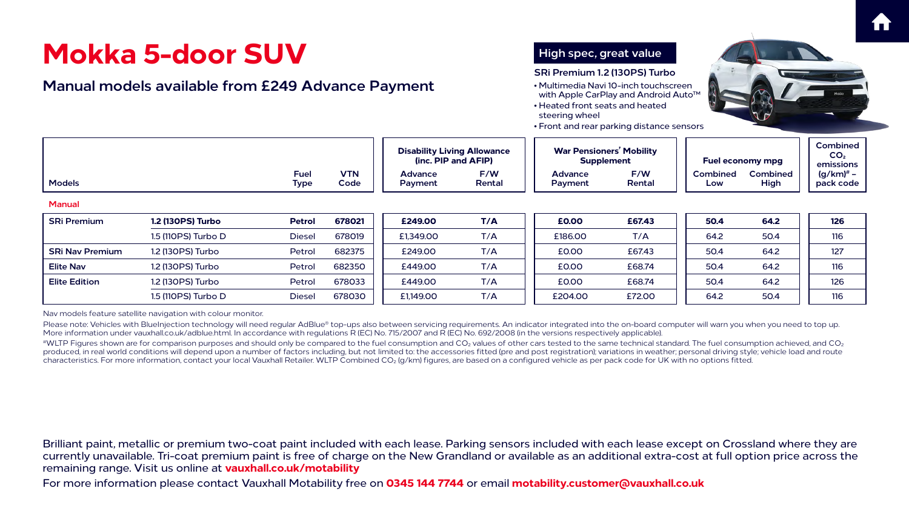# Mokka 5-door SUV

## Manual models available from £249 Advance Payment

### High spec, great value

**SRi Premium 1.2 (130PS) Turbo**

- Multimedia Navi 10-inch touchscreen with Apple CarPlay and Android Auto™
- Heated front seats and heated steering wheel
- Front and rear parking distance sensors

| Models | | Fuel Type | VTN Code | Disability Living Allowance (inc. PIP and AFIP) Advance Payment | Disability Living Allowance (inc. PIP and AFIP) F/W Rental | War Pensioners' Mobility Supplement Advance Payment | War Pensioners' Mobility Supplement F/W Rental | Fuel economy mpg Combined Low | Fuel economy mpg Combined High | Combined $CO_2$ emissions (g/km)# – pack code |
|---|---|---|---|---|---|---|---|---|---|---|
| **Manual** | | | | | | | | | | |
| **SRi Premium** | **1.2 (130PS) Turbo** | **Petrol** | **678021** | **£249.00** | **T/A** | **£0.00** | **£67.43** | **50.4** | **64.2** | **126** |
| | 1.5 (110PS) Turbo D | Diesel | 678019 | £1,349.00 | T/A | £186.00 | T/A | 64.2 | 50.4 | 116 |
| **SRi Nav Premium** | 1.2 (130PS) Turbo | Petrol | 682375 | £249.00 | T/A | £0.00 | £67.43 | 50.4 | 64.2 | 127 |
| **Elite Nav** | 1.2 (130PS) Turbo | Petrol | 682350 | £449.00 | T/A | £0.00 | £68.74 | 50.4 | 64.2 | 116 |
| **Elite Edition** | 1.2 (130PS) Turbo | Petrol | 678033 | £449.00 | T/A | £0.00 | £68.74 | 50.4 | 64.2 | 126 |
| | 1.5 (110PS) Turbo D | Diesel | 678030 | £1,149.00 | T/A | £204.00 | £72.00 | 64.2 | 50.4 | 116 |

Nav models feature satellite navigation with colour monitor.

Please note: Vehicles with BlueInjection technology will need regular AdBlue® top-ups also between servicing requirements. An indicator integrated into the on-board computer will warn you when you need to top up. More information under vauxhall.co.uk/adblue.html. In accordance with regulations R (EC) No. 715/2007 and R (EC) No. 692/2008 (in the versions respectively applicable).

#WLTP Figures shown are for comparison purposes and should only be compared to the fuel consumption and $CO_2$ values of other cars tested to the same technical standard. The fuel consumption achieved, and $CO_2$ produced, in real world conditions will depend upon a number of factors including, but not limited to: the accessories fitted (pre and post registration); variations in weather; personal driving style; vehicle load and route characteristics. For more information, contact your local Vauxhall Retailer. WLTP Combined $CO_2$ (g/km) figures, are based on a configured vehicle as per pack code for UK with no options fitted.

Brilliant paint, metallic or premium two-coat paint included with each lease. Parking sensors included with each lease except on Crossland where they are currently unavailable. Tri-coat premium paint is free of charge on the New Grandland or available as an additional extra-cost at full option price across the remaining range. Visit us online at **vauxhall.co.uk/motability**

For more information please contact Vauxhall Motability free on **0345 144 7744** or email **motability.customer@vauxhall.co.uk**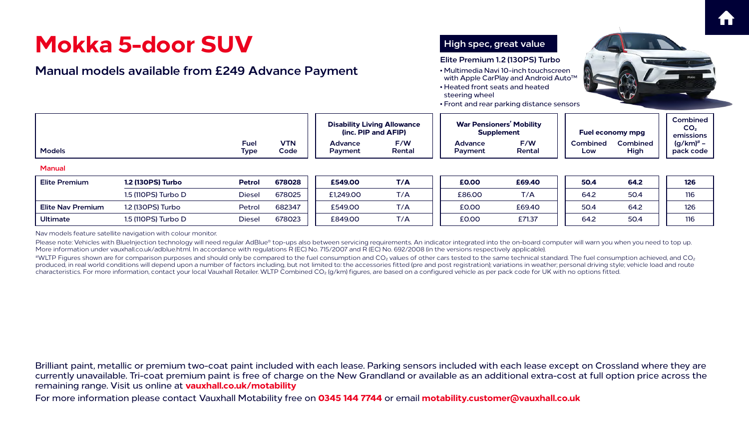# Mokka 5-door SUV

## Manual models available from £249 Advance Payment

**High spec, great value**

**Elite Premium 1.2 (130PS) Turbo**

- Multimedia Navi 10-inch touchscreen with Apple CarPlay and Android Auto™
- Heated front seats and heated steering wheel
- Front and rear parking distance sensors

| Models | | Fuel Type | VTN Code | Disability Living Allowance (inc. PIP and AFIP) | | War Pensioners' Mobility Supplement | | Fuel economy mpg | | Combined $CO_2$ emissions (g/km)# – pack code |
|---|---|---|---|---|---|---|---|---|---|---|
| | | | | Advance Payment | F/W Rental | Advance Payment | F/W Rental | Combined Low | Combined High | |
| **Manual** | | | | | | | | | | |
| **Elite Premium** | **1.2 (130PS) Turbo** | **Petrol** | **678028** | **£549.00** | **T/A** | **£0.00** | **£69.40** | **50.4** | **64.2** | **126** |
| | 1.5 (110PS) Turbo D | Diesel | 678025 | £1,249.00 | T/A | £86.00 | T/A | 64.2 | 50.4 | 116 |
| **Elite Nav Premium** | 1.2 (130PS) Turbo | Petrol | 682347 | £549.00 | T/A | £0.00 | £69.40 | 50.4 | 64.2 | 126 |
| **Ultimate** | 1.5 (110PS) Turbo D | Diesel | 678023 | £849.00 | T/A | £0.00 | £71.37 | 64.2 | 50.4 | 116 |

Nav models feature satellite navigation with colour monitor.

Please note: Vehicles with BlueInjection technology will need regular AdBlue® top-ups also between servicing requirements. An indicator integrated into the on-board computer will warn you when you need to top up. More information under vauxhall.co.uk/adblue.html. In accordance with regulations R (EC) No. 715/2007 and R (EC) No. 692/2008 (in the versions respectively applicable).

#WLTP Figures shown are for comparison purposes and should only be compared to the fuel consumption and $CO_2$ values of other cars tested to the same technical standard. The fuel consumption achieved, and $CO_2$ produced, in real world conditions will depend upon a number of factors including, but not limited to: the accessories fitted (pre and post registration); variations in weather; personal driving style; vehicle load and route characteristics. For more information, contact your local Vauxhall Retailer. WLTP Combined $CO_2$ (g/km) figures, are based on a configured vehicle as per pack code for UK with no options fitted.

Brilliant paint, metallic or premium two-coat paint included with each lease. Parking sensors included with each lease except on Crossland where they are currently unavailable. Tri-coat premium paint is free of charge on the New Grandland or available as an additional extra-cost at full option price across the remaining range. Visit us online at **vauxhall.co.uk/motability**

For more information please contact Vauxhall Motability free on **0345 144 7744** or email **motability.customer@vauxhall.co.uk**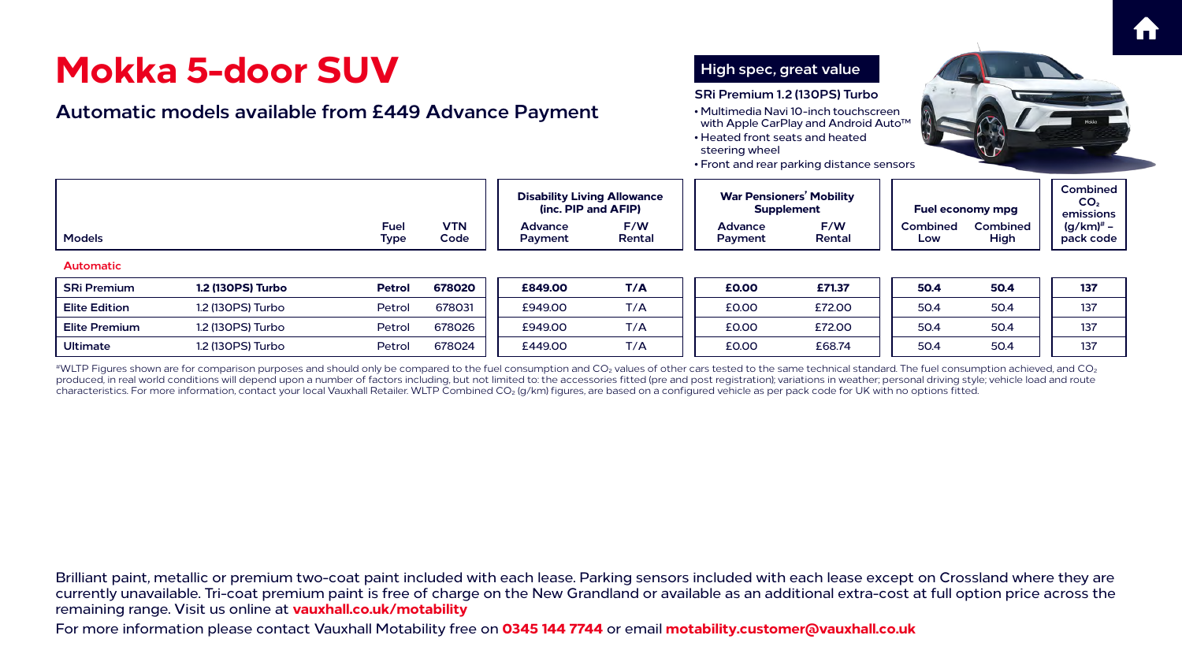# Mokka 5-door SUV

## Automatic models available from £449 Advance Payment

**High spec, great value**

**SRi Premium 1.2 (130PS) Turbo**

- Multimedia Navi 10-inch touchscreen with Apple CarPlay and Android Auto™
- Heated front seats and heated steering wheel
- Front and rear parking distance sensors

| Models | | Fuel Type | VTN Code | Disability Living Allowance (inc. PIP and AFIP) Advance Payment | Disability Living Allowance (inc. PIP and AFIP) F/W Rental | War Pensioners' Mobility Supplement Advance Payment | War Pensioners' Mobility Supplement F/W Rental | Fuel economy mpg Combined Low | Fuel economy mpg Combined High | Combined $CO_2$ emissions (g/km)# – pack code |
|---|---|---|---|---|---|---|---|---|---|---|
| **Automatic** | | | | | | | | | | |
| **SRi Premium** | **1.2 (130PS) Turbo** | **Petrol** | **678020** | **£849.00** | **T/A** | **£0.00** | **£71.37** | **50.4** | **50.4** | **137** |
| **Elite Edition** | 1.2 (130PS) Turbo | Petrol | 678031 | £949.00 | T/A | £0.00 | £72.00 | 50.4 | 50.4 | 137 |
| **Elite Premium** | 1.2 (130PS) Turbo | Petrol | 678026 | £949.00 | T/A | £0.00 | £72.00 | 50.4 | 50.4 | 137 |
| **Ultimate** | 1.2 (130PS) Turbo | Petrol | 678024 | £449.00 | T/A | £0.00 | £68.74 | 50.4 | 50.4 | 137 |

#WLTP Figures shown are for comparison purposes and should only be compared to the fuel consumption and $CO_2$ values of other cars tested to the same technical standard. The fuel consumption achieved, and $CO_2$ produced, in real world conditions will depend upon a number of factors including, but not limited to: the accessories fitted (pre and post registration); variations in weather; personal driving style; vehicle load and route characteristics. For more information, contact your local Vauxhall Retailer. WLTP Combined $CO_2$ (g/km) figures, are based on a configured vehicle as per pack code for UK with no options fitted.

Brilliant paint, metallic or premium two-coat paint included with each lease. Parking sensors included with each lease except on Crossland where they are currently unavailable. Tri-coat premium paint is free of charge on the New Grandland or available as an additional extra-cost at full option price across the remaining range. Visit us online at **vauxhall.co.uk/motability**

For more information please contact Vauxhall Motability free on **0345 144 7744** or email **motability.customer@vauxhall.co.uk**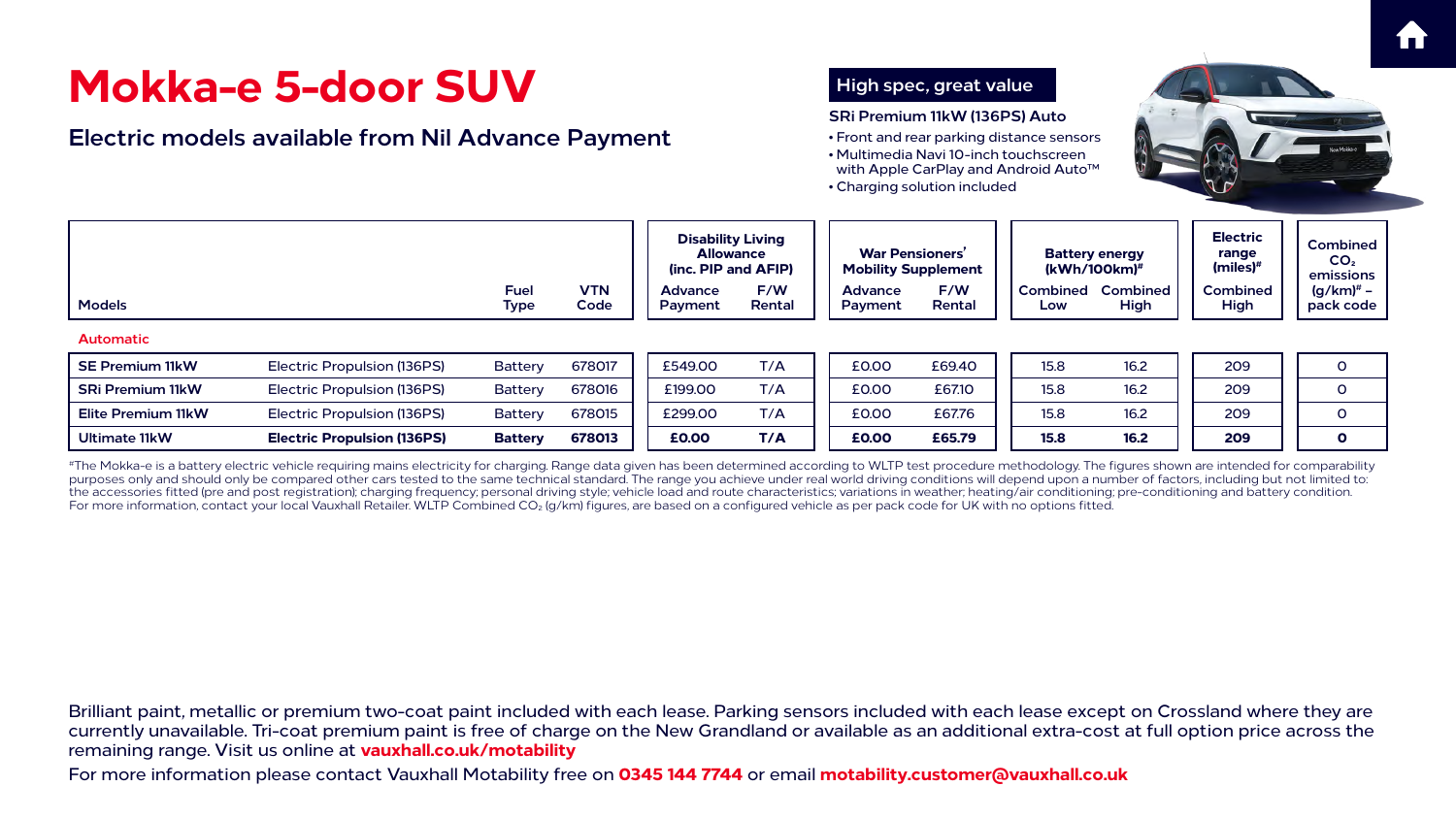# Mokka-e 5-door SUV

## Electric models available from Nil Advance Payment

### High spec, great value

**SRi Premium 11kW (136PS) Auto**

- Front and rear parking distance sensors
- Multimedia Navi 10-inch touchscreen with Apple CarPlay and Android Auto™
- Charging solution included

| Models | | Fuel Type | VTN Code | Disability Living Allowance (inc. PIP and AFIP) | | War Pensioners' Mobility Supplement | | Battery energy (kWh/100km)# | | Electric range (miles)# | Combined $CO_2$ emissions (g/km)# – pack code |
|---|---|---|---|---|---|---|---|---|---|---|---|
| | | | | Advance Payment | F/W Rental | Advance Payment | F/W Rental | Combined Low | Combined High | Combined High | |
| **Automatic** | | | | | | | | | | | |
| **SE Premium 11kW** | Electric Propulsion (136PS) | Battery | 678017 | £549.00 | T/A | £0.00 | £69.40 | 15.8 | 16.2 | 209 | 0 |
| **SRi Premium 11kW** | Electric Propulsion (136PS) | Battery | 678016 | £199.00 | T/A | £0.00 | £67.10 | 15.8 | 16.2 | 209 | 0 |
| **Elite Premium 11kW** | Electric Propulsion (136PS) | Battery | 678015 | £299.00 | T/A | £0.00 | £67.76 | 15.8 | 16.2 | 209 | 0 |
| **Ultimate 11kW** | **Electric Propulsion (136PS)** | **Battery** | **678013** | **£0.00** | **T/A** | **£0.00** | **£65.79** | **15.8** | **16.2** | **209** | **0** |

#The Mokka-e is a battery electric vehicle requiring mains electricity for charging. Range data given has been determined according to WLTP test procedure methodology. The figures shown are intended for comparability purposes only and should only be compared other cars tested to the same technical standard. The range you achieve under real world driving conditions will depend upon a number of factors, including but not limited to: the accessories fitted (pre and post registration); charging frequency; personal driving style; vehicle load and route characteristics; variations in weather; heating/air conditioning; pre-conditioning and battery condition. For more information, contact your local Vauxhall Retailer. WLTP Combined $CO_2$ (g/km) figures, are based on a configured vehicle as per pack code for UK with no options fitted.

Brilliant paint, metallic or premium two-coat paint included with each lease. Parking sensors included with each lease except on Crossland where they are currently unavailable. Tri-coat premium paint is free of charge on the New Grandland or available as an additional extra-cost at full option price across the remaining range. Visit us online at **vauxhall.co.uk/motability**

For more information please contact Vauxhall Motability free on **0345 144 7744** or email **motability.customer@vauxhall.co.uk**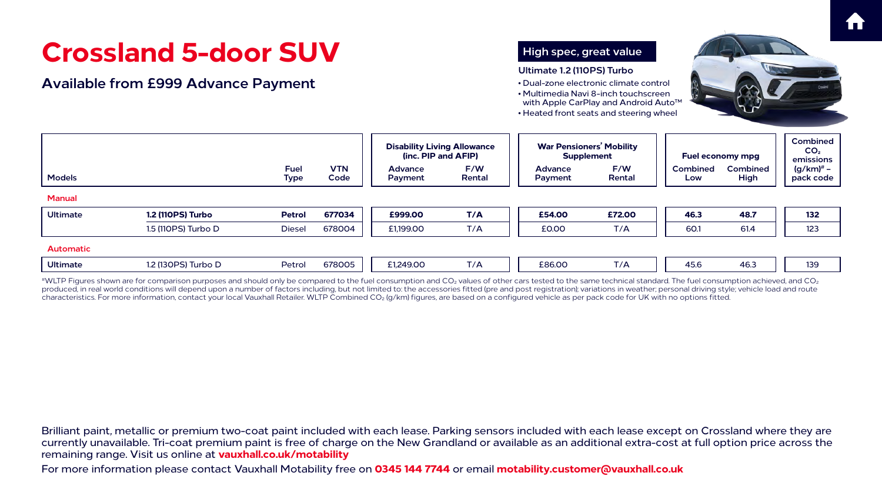# Crossland 5-door SUV

## Available from £999 Advance Payment

**High spec, great value**

**Ultimate 1.2 (110PS) Turbo**

- Dual-zone electronic climate control
- Multimedia Navi 8-inch touchscreen with Apple CarPlay and Android Auto™
- Heated front seats and steering wheel

| Models | | Fuel Type | VTN Code | Disability Living Allowance (inc. PIP and AFIP) Advance Payment | Disability Living Allowance (inc. PIP and AFIP) F/W Rental | War Pensioners' Mobility Supplement Advance Payment | War Pensioners' Mobility Supplement F/W Rental | Fuel economy mpg Combined Low | Fuel economy mpg Combined High | Combined $CO_2$ emissions (g/km)# – pack code |
|---|---|---|---|---|---|---|---|---|---|---|
| **Manual** | | | | | | | | | | |
| **Ultimate** | **1.2 (110PS) Turbo** | **Petrol** | **677034** | **£999.00** | **T/A** | **£54.00** | **£72.00** | **46.3** | **48.7** | **132** |
| | 1.5 (110PS) Turbo D | Diesel | 678004 | £1,199.00 | T/A | £0.00 | T/A | 60.1 | 61.4 | 123 |
| **Automatic** | | | | | | | | | | |
| **Ultimate** | 1.2 (130PS) Turbo D | Petrol | 678005 | £1,249.00 | T/A | £86.00 | T/A | 45.6 | 46.3 | 139 |

#WLTP Figures shown are for comparison purposes and should only be compared to the fuel consumption and $CO_2$ values of other cars tested to the same technical standard. The fuel consumption achieved, and $CO_2$ produced, in real world conditions will depend upon a number of factors including, but not limited to: the accessories fitted (pre and post registration); variations in weather; personal driving style; vehicle load and route characteristics. For more information, contact your local Vauxhall Retailer. WLTP Combined $CO_2$ (g/km) figures, are based on a configured vehicle as per pack code for UK with no options fitted.

Brilliant paint, metallic or premium two-coat paint included with each lease. Parking sensors included with each lease except on Crossland where they are currently unavailable. Tri-coat premium paint is free of charge on the New Grandland or available as an additional extra-cost at full option price across the remaining range. Visit us online at **vauxhall.co.uk/motability**

For more information please contact Vauxhall Motability free on **0345 144 7744** or email **motability.customer@vauxhall.co.uk**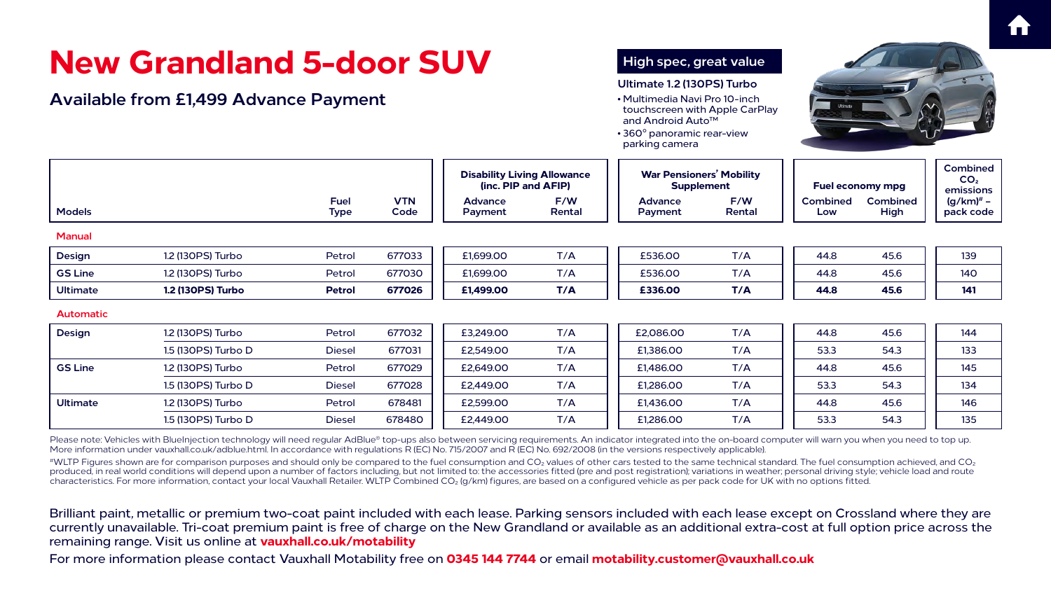# New Grandland 5-door SUV

## Available from £1,499 Advance Payment

### High spec, great value

**Ultimate 1.2 (130PS) Turbo**

- Multimedia Navi Pro 10-inch touchscreen with Apple CarPlay and Android Auto™
- 360° panoramic rear-view parking camera

| Models | | Fuel Type | VTN Code | Disability Living Allowance (inc. PIP and AFIP) | | War Pensioners' Mobility Supplement | | Fuel economy mpg | | Combined $CO_2$ emissions (g/km)# – pack code |
|---|---|---|---|---|---|---|---|---|---|---|
| | | | | Advance Payment | F/W Rental | Advance Payment | F/W Rental | Combined Low | Combined High | |
| **Manual** | | | | | | | | | | |
| **Design** | 1.2 (130PS) Turbo | Petrol | 677033 | £1,699.00 | T/A | £536.00 | T/A | 44.8 | 45.6 | 139 |
| **GS Line** | 1.2 (130PS) Turbo | Petrol | 677030 | £1,699.00 | T/A | £536.00 | T/A | 44.8 | 45.6 | 140 |
| **Ultimate** | **1.2 (130PS) Turbo** | **Petrol** | **677026** | **£1,499.00** | **T/A** | **£336.00** | **T/A** | **44.8** | **45.6** | **141** |
| **Automatic** | | | | | | | | | | |
| **Design** | 1.2 (130PS) Turbo | Petrol | 677032 | £3,249.00 | T/A | £2,086.00 | T/A | 44.8 | 45.6 | 144 |
| | 1.5 (130PS) Turbo D | Diesel | 677031 | £2,549.00 | T/A | £1,386.00 | T/A | 53.3 | 54.3 | 133 |
| **GS Line** | 1.2 (130PS) Turbo | Petrol | 677029 | £2,649.00 | T/A | £1,486.00 | T/A | 44.8 | 45.6 | 145 |
| | 1.5 (130PS) Turbo D | Diesel | 677028 | £2,449.00 | T/A | £1,286.00 | T/A | 53.3 | 54.3 | 134 |
| **Ultimate** | 1.2 (130PS) Turbo | Petrol | 678481 | £2,599.00 | T/A | £1,436.00 | T/A | 44.8 | 45.6 | 146 |
| | 1.5 (130PS) Turbo D | Diesel | 678480 | £2,449.00 | T/A | £1,286.00 | T/A | 53.3 | 54.3 | 135 |

Please note: Vehicles with BlueInjection technology will need regular AdBlue® top-ups also between servicing requirements. An indicator integrated into the on-board computer will warn you when you need to top up. More information under vauxhall.co.uk/adblue.html. In accordance with regulations R (EC) No. 715/2007 and R (EC) No. 692/2008 (in the versions respectively applicable).

#WLTP Figures shown are for comparison purposes and should only be compared to the fuel consumption and $CO_2$ values of other cars tested to the same technical standard. The fuel consumption achieved, and $CO_2$ produced, in real world conditions will depend upon a number of factors including, but not limited to: the accessories fitted (pre and post registration); variations in weather; personal driving style; vehicle load and route characteristics. For more information, contact your local Vauxhall Retailer. WLTP Combined $CO_2$ (g/km) figures, are based on a configured vehicle as per pack code for UK with no options fitted.

Brilliant paint, metallic or premium two-coat paint included with each lease. Parking sensors included with each lease except on Crossland where they are currently unavailable. Tri-coat premium paint is free of charge on the New Grandland or available as an additional extra-cost at full option price across the remaining range. Visit us online at **vauxhall.co.uk/motability**

For more information please contact Vauxhall Motability free on **0345 144 7744** or email **motability.customer@vauxhall.co.uk**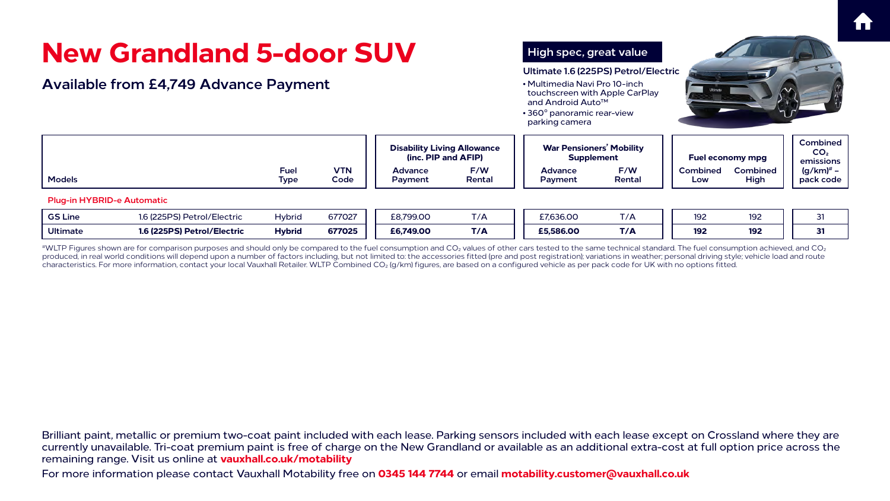# New Grandland 5-door SUV

## Available from £4,749 Advance Payment

**High spec, great value**

**Ultimate 1.6 (225PS) Petrol/Electric**

- Multimedia Navi Pro 10-inch touchscreen with Apple CarPlay and Android Auto™
- 360° panoramic rear-view parking camera

| Models | | Fuel Type | VTN Code | Disability Living Allowance (inc. PIP and AFIP) | | War Pensioners' Mobility Supplement | | Fuel economy mpg | | Combined $CO_2$ emissions |
|---|---|---|---|---|---|---|---|---|---|---|
| | | | | Advance Payment | F/W Rental | Advance Payment | F/W Rental | Combined Low | Combined High | (g/km)# – pack code |
| **Plug-in HYBRID-e Automatic** | | | | | | | | | | |
| GS Line | 1.6 (225PS) Petrol/Electric | Hybrid | 677027 | £8,799.00 | T/A | £7,636.00 | T/A | 192 | 192 | 31 |
| **Ultimate** | **1.6 (225PS) Petrol/Electric** | **Hybrid** | **677025** | **£6,749.00** | **T/A** | **£5,586.00** | **T/A** | **192** | **192** | **31** |

#WLTP Figures shown are for comparison purposes and should only be compared to the fuel consumption and $CO_2$ values of other cars tested to the same technical standard. The fuel consumption achieved, and $CO_2$ produced, in real world conditions will depend upon a number of factors including, but not limited to: the accessories fitted (pre and post registration); variations in weather; personal driving style; vehicle load and route characteristics. For more information, contact your local Vauxhall Retailer. WLTP Combined $CO_2$ (g/km) figures, are based on a configured vehicle as per pack code for UK with no options fitted.

Brilliant paint, metallic or premium two-coat paint included with each lease. Parking sensors included with each lease except on Crossland where they are currently unavailable. Tri-coat premium paint is free of charge on the New Grandland or available as an additional extra-cost at full option price across the remaining range. Visit us online at **vauxhall.co.uk/motability**

For more information please contact Vauxhall Motability free on **0345 144 7744** or email **motability.customer@vauxhall.co.uk**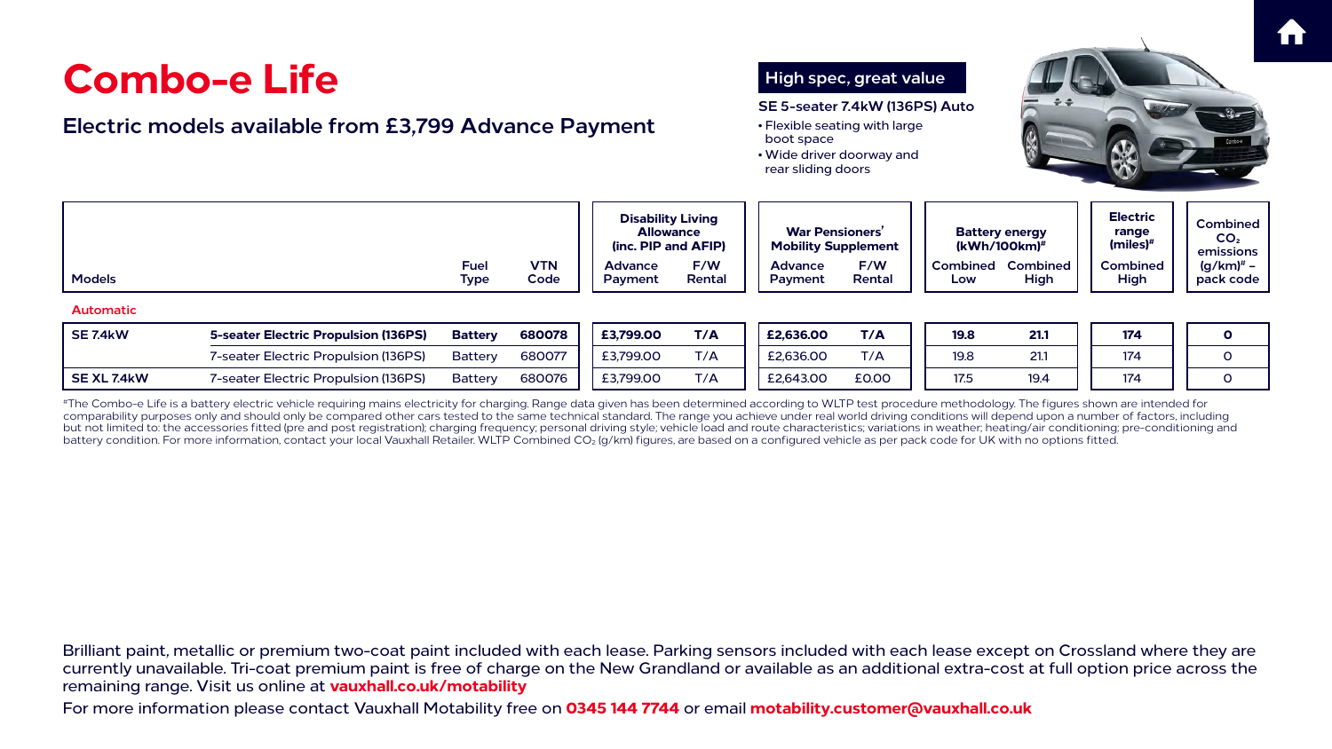# Combo-e Life

## Electric models available from £3,799 Advance Payment

**High spec, great value**

**SE 5-seater 7.4kW (136PS) Auto**

- Flexible seating with large boot space
- Wide driver doorway and rear sliding doors

| Models | | Fuel Type | VTN Code | Disability Living Allowance (inc. PIP and AFIP) | | War Pensioners' Mobility Supplement | | Battery energy (kWh/100km)# | | Electric range (miles)# | Combined $CO_2$ emissions (g/km)# – pack code |
|---|---|---|---|---|---|---|---|---|---|---|---|
| | | | | Advance Payment | F/W Rental | Advance Payment | F/W Rental | Combined Low | Combined High | Combined High | |
| Automatic | | | | | | | | | | | |
| **SE 7.4kW** | **5-seater Electric Propulsion (136PS)** | **Battery** | **680078** | **£3,799.00** | **T/A** | **£2,636.00** | **T/A** | **19.8** | **21.1** | **174** | **0** |
| | 7-seater Electric Propulsion (136PS) | Battery | 680077 | £3,799.00 | T/A | £2,636.00 | T/A | 19.8 | 21.1 | 174 | 0 |
| **SE XL 7.4kW** | 7-seater Electric Propulsion (136PS) | Battery | 680076 | £3,799.00 | T/A | £2,643.00 | £0.00 | 17.5 | 19.4 | 174 | 0 |

#The Combo-e Life is a battery electric vehicle requiring mains electricity for charging. Range data given has been determined according to WLTP test procedure methodology. The figures shown are intended for comparability purposes only and should only be compared other cars tested to the same technical standard. The range you achieve under real world driving conditions will depend upon a number of factors, including but not limited to: the accessories fitted (pre and post registration); charging frequency; personal driving style; vehicle load and route characteristics; variations in weather; heating/air conditioning; pre-conditioning and battery condition. For more information, contact your local Vauxhall Retailer. WLTP Combined $CO_2$ (g/km) figures, are based on a configured vehicle as per pack code for UK with no options fitted.

Brilliant paint, metallic or premium two-coat paint included with each lease. Parking sensors included with each lease except on Crossland where they are currently unavailable. Tri-coat premium paint is free of charge on the New Grandland or available as an additional extra-cost at full option price across the remaining range. Visit us online at **vauxhall.co.uk/motability**

For more information please contact Vauxhall Motability free on **0345 144 7744** or email **motability.customer@vauxhall.co.uk**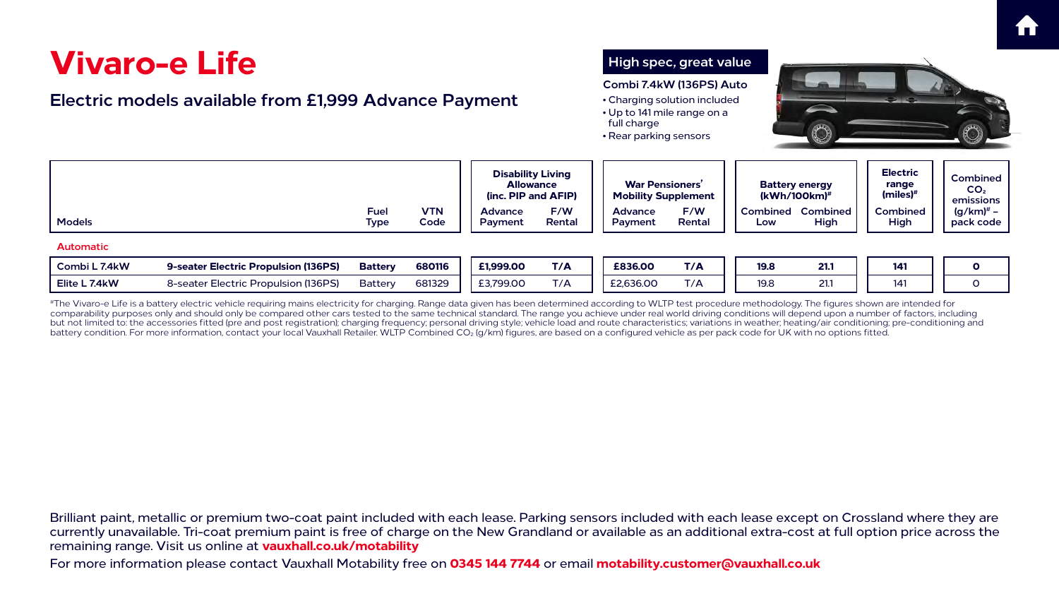# Vivaro-e Life

## Electric models available from £1,999 Advance Payment

**High spec, great value**

**Combi 7.4kW (136PS) Auto**

- Charging solution included
- Up to 141 mile range on a full charge
- Rear parking sensors

| Models | | Fuel Type | VTN Code | Disability Living Allowance (inc. PIP and AFIP) | | War Pensioners' Mobility Supplement | | Battery energy (kWh/100km)# | | Electric range (miles)# | Combined $CO_2$ emissions (g/km)# – pack code |
|---|---|---|---|---|---|---|---|---|---|---|---|
| | | | | Advance Payment | F/W Rental | Advance Payment | F/W Rental | Combined Low | Combined High | Combined | |
| **Automatic** | | | | | | | | | | | |
| **Combi L 7.4kW** | **9-seater Electric Propulsion (136PS)** | **Battery** | **680116** | **£1,999.00** | **T/A** | **£836.00** | **T/A** | **19.8** | **21.1** | **141** | **0** |
| **Elite L 7.4kW** | 8-seater Electric Propulsion (136PS) | Battery | 681329 | £3,799.00 | T/A | £2,636.00 | T/A | 19.8 | 21.1 | 141 | 0 |

#The Vivaro-e Life is a battery electric vehicle requiring mains electricity for charging. Range data given has been determined according to WLTP test procedure methodology. The figures shown are intended for comparability purposes only and should only be compared other cars tested to the same technical standard. The range you achieve under real world driving conditions will depend upon a number of factors, including but not limited to: the accessories fitted (pre and post registration); charging frequency; personal driving style; vehicle load and route characteristics; variations in weather; heating/air conditioning; pre-conditioning and battery condition. For more information, contact your local Vauxhall Retailer. WLTP Combined $CO_2$ (g/km) figures, are based on a configured vehicle as per pack code for UK with no options fitted.

Brilliant paint, metallic or premium two-coat paint included with each lease. Parking sensors included with each lease except on Crossland where they are currently unavailable. Tri-coat premium paint is free of charge on the New Grandland or available as an additional extra-cost at full option price across the remaining range. Visit us online at **vauxhall.co.uk/motability**

For more information please contact Vauxhall Motability free on **0345 144 7744** or email **motability.customer@vauxhall.co.uk**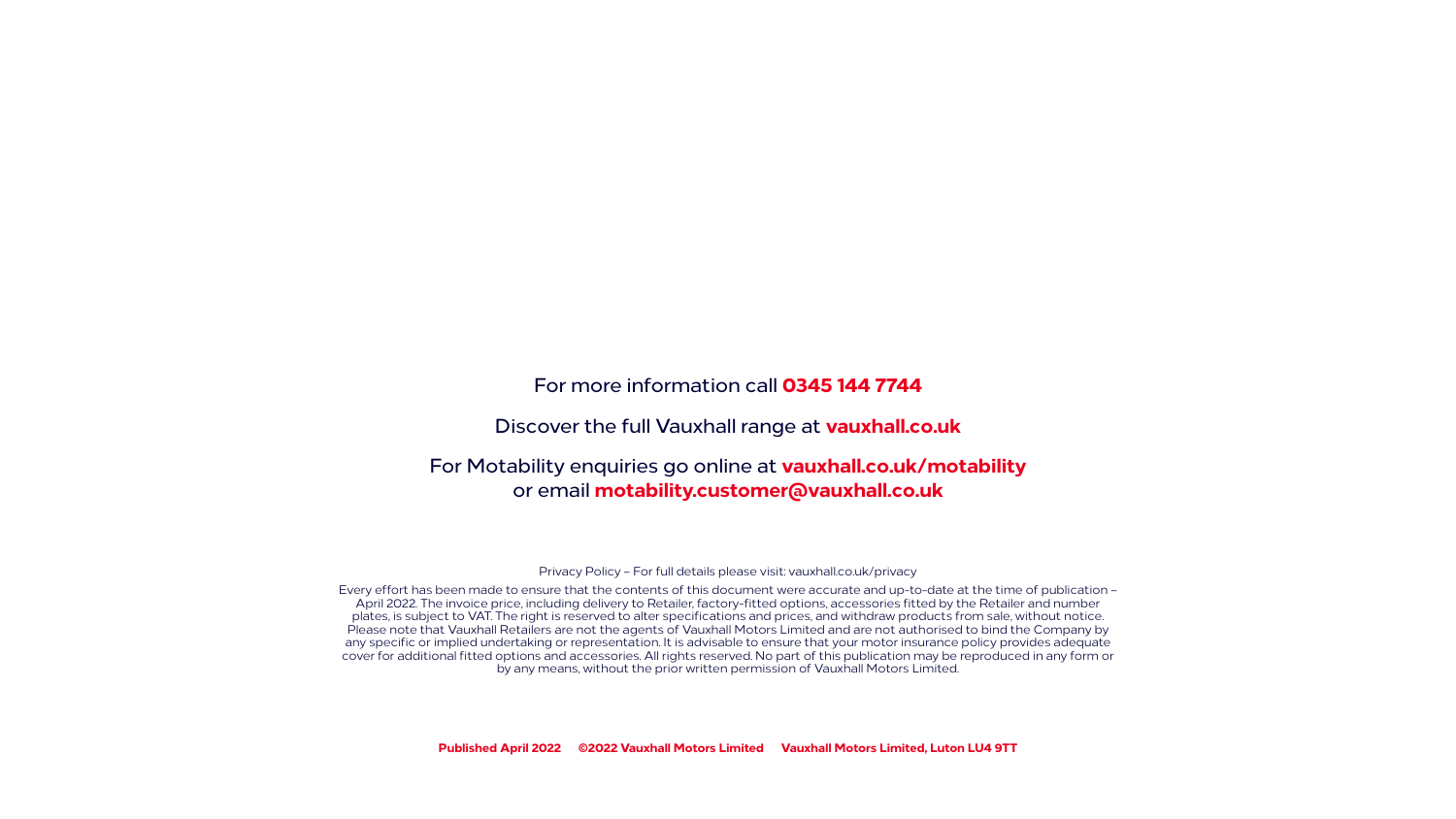For more information call **0345 144 7744**

Discover the full Vauxhall range at **vauxhall.co.uk**

For Motability enquiries go online at **vauxhall.co.uk/motability**
or email **motability.customer@vauxhall.co.uk**

Privacy Policy – For full details please visit: vauxhall.co.uk/privacy

Every effort has been made to ensure that the contents of this document were accurate and up-to-date at the time of publication – April 2022. The invoice price, including delivery to Retailer, factory-fitted options, accessories fitted by the Retailer and number plates, is subject to VAT. The right is reserved to alter specifications and prices, and withdraw products from sale, without notice. Please note that Vauxhall Retailers are not the agents of Vauxhall Motors Limited and are not authorised to bind the Company by any specific or implied undertaking or representation. It is advisable to ensure that your motor insurance policy provides adequate cover for additional fitted options and accessories. All rights reserved. No part of this publication may be reproduced in any form or by any means, without the prior written permission of Vauxhall Motors Limited.

**Published April 2022** **©2022 Vauxhall Motors Limited** **Vauxhall Motors Limited, Luton LU4 9TT**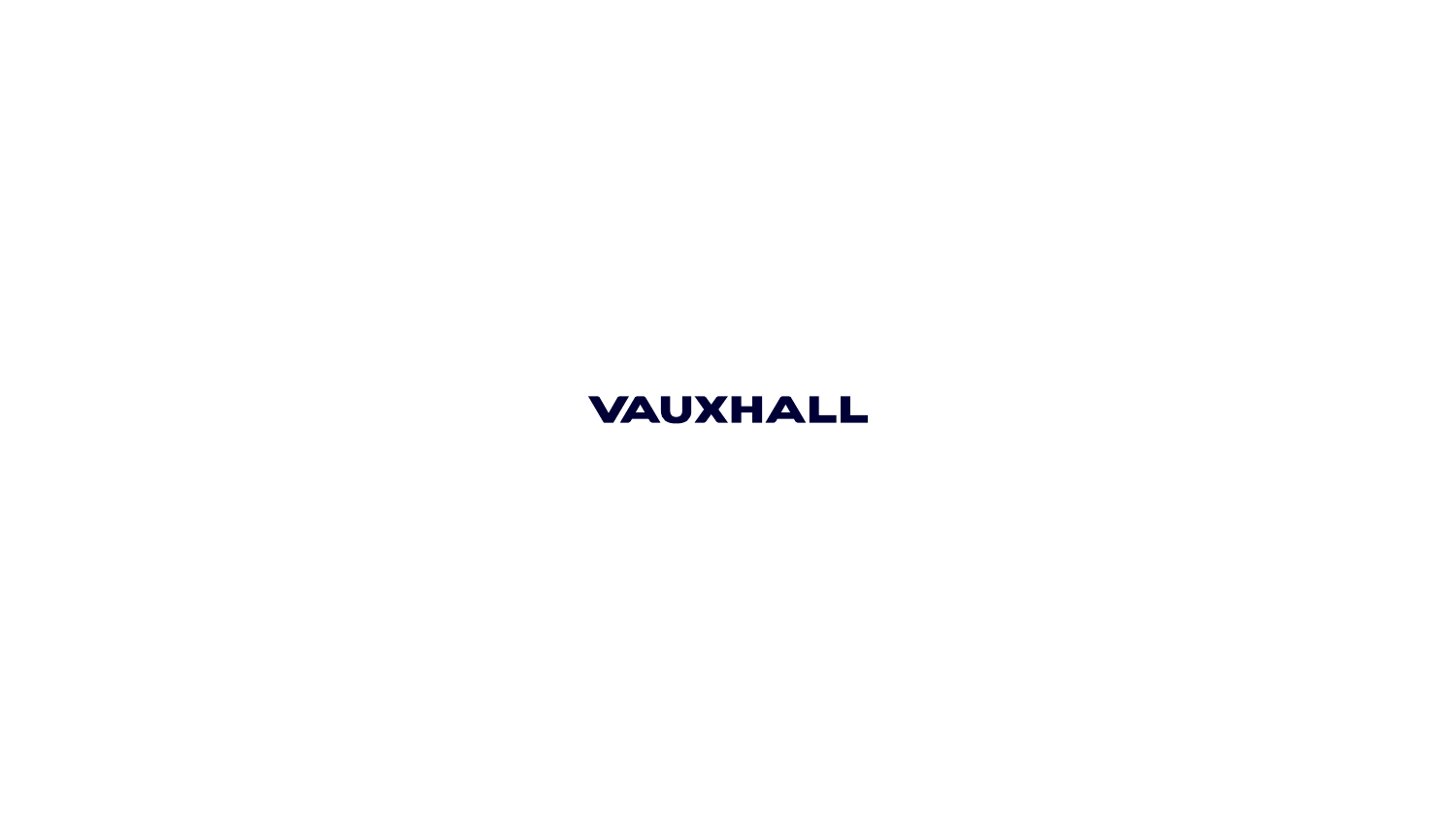VAUXHALL